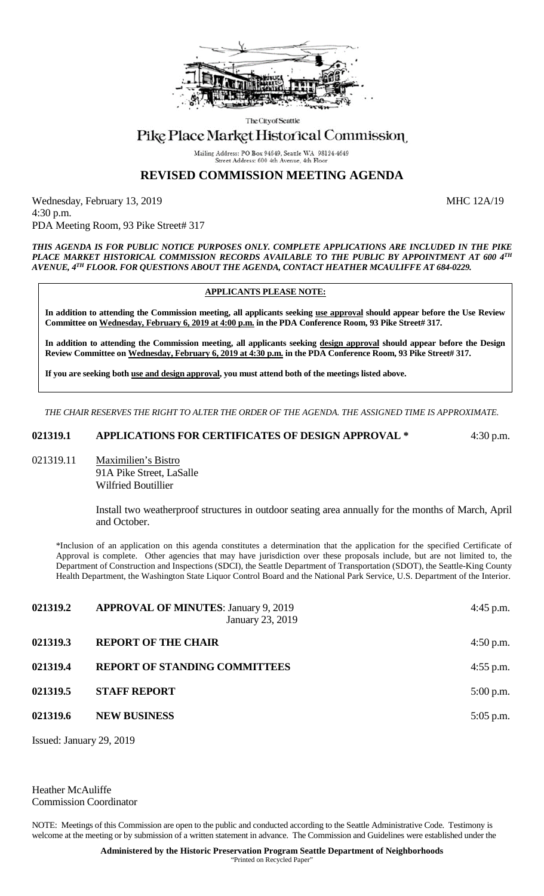The City of Seattle

# Pike Place Market Historical Commission

Mailing Address: PO Box 94649, Seattle WA 98124-4649
Street Address: 600 4th Avenue, 4th Floor

## REVISED COMMISSION MEETING AGENDA

Wednesday, February 13, 2019 MHC 12A/19
4:30 p.m.
PDA Meeting Room, 93 Pike Street# 317

***THIS AGENDA IS FOR PUBLIC NOTICE PURPOSES ONLY. COMPLETE APPLICATIONS ARE INCLUDED IN THE PIKE PLACE MARKET HISTORICAL COMMISSION RECORDS AVAILABLE TO THE PUBLIC BY APPOINTMENT AT 600 4TH AVENUE, 4TH FLOOR. FOR QUESTIONS ABOUT THE AGENDA, CONTACT HEATHER MCAULIFFE AT 684-0229.***

**APPLICANTS PLEASE NOTE:**

**In addition to attending the Commission meeting, all applicants seeking use approval should appear before the Use Review Committee on Wednesday, February 6, 2019 at 4:00 p.m. in the PDA Conference Room, 93 Pike Street# 317.**

**In addition to attending the Commission meeting, all applicants seeking design approval should appear before the Design Review Committee on Wednesday, February 6, 2019 at 4:30 p.m. in the PDA Conference Room, 93 Pike Street# 317.**

**If you are seeking both use and design approval, you must attend both of the meetings listed above.**

*THE CHAIR RESERVES THE RIGHT TO ALTER THE ORDER OF THE AGENDA. THE ASSIGNED TIME IS APPROXIMATE.*

**021319.1 APPLICATIONS FOR CERTIFICATES OF DESIGN APPROVAL *** 4:30 p.m.

021319.11 Maximilien's Bistro
91A Pike Street, LaSalle
Wilfried Boutillier

Install two weatherproof structures in outdoor seating area annually for the months of March, April and October.

*Inclusion of an application on this agenda constitutes a determination that the application for the specified Certificate of Approval is complete. Other agencies that may have jurisdiction over these proposals include, but are not limited to, the Department of Construction and Inspections (SDCI), the Seattle Department of Transportation (SDOT), the Seattle-King County Health Department, the Washington State Liquor Control Board and the National Park Service, U.S. Department of the Interior.

**021319.2 APPROVAL OF MINUTES**: January 9, 2019
January 23, 2019 4:45 p.m.

**021319.3 REPORT OF THE CHAIR** 4:50 p.m.

**021319.4 REPORT OF STANDING COMMITTEES** 4:55 p.m.

**021319.5 STAFF REPORT** 5:00 p.m.

**021319.6 NEW BUSINESS** 5:05 p.m.

Issued: January 29, 2019

Heather McAuliffe
Commission Coordinator

NOTE: Meetings of this Commission are open to the public and conducted according to the Seattle Administrative Code. Testimony is welcome at the meeting or by submission of a written statement in advance. The Commission and Guidelines were established under the

**Administered by the Historic Preservation Program Seattle Department of Neighborhoods**
"Printed on Recycled Paper"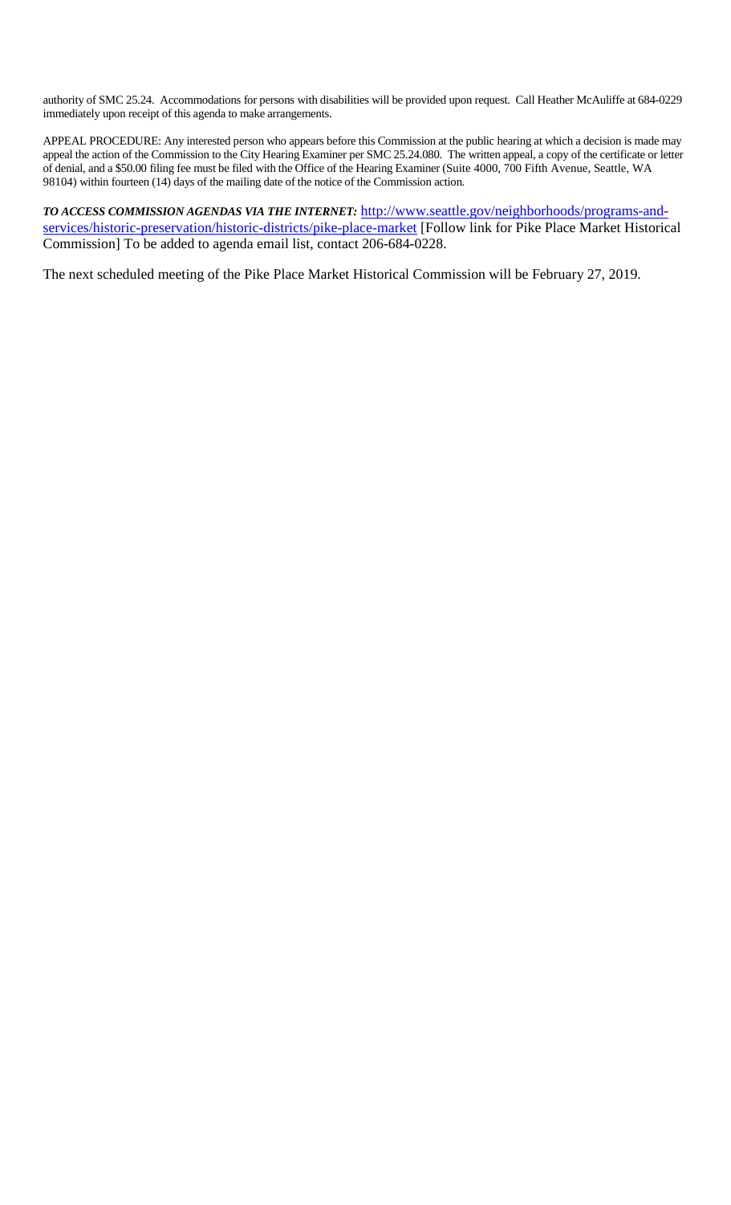authority of SMC 25.24. Accommodations for persons with disabilities will be provided upon request. Call Heather McAuliffe at 684-0229 immediately upon receipt of this agenda to make arrangements.

APPEAL PROCEDURE: Any interested person who appears before this Commission at the public hearing at which a decision is made may appeal the action of the Commission to the City Hearing Examiner per SMC 25.24.080. The written appeal, a copy of the certificate or letter of denial, and a $50.00 filing fee must be filed with the Office of the Hearing Examiner (Suite 4000, 700 Fifth Avenue, Seattle, WA 98104) within fourteen (14) days of the mailing date of the notice of the Commission action.

***TO ACCESS COMMISSION AGENDAS VIA THE INTERNET:*** http://www.seattle.gov/neighborhoods/programs-and-services/historic-preservation/historic-districts/pike-place-market [Follow link for Pike Place Market Historical Commission] To be added to agenda email list, contact 206-684-0228.

The next scheduled meeting of the Pike Place Market Historical Commission will be February 27, 2019.